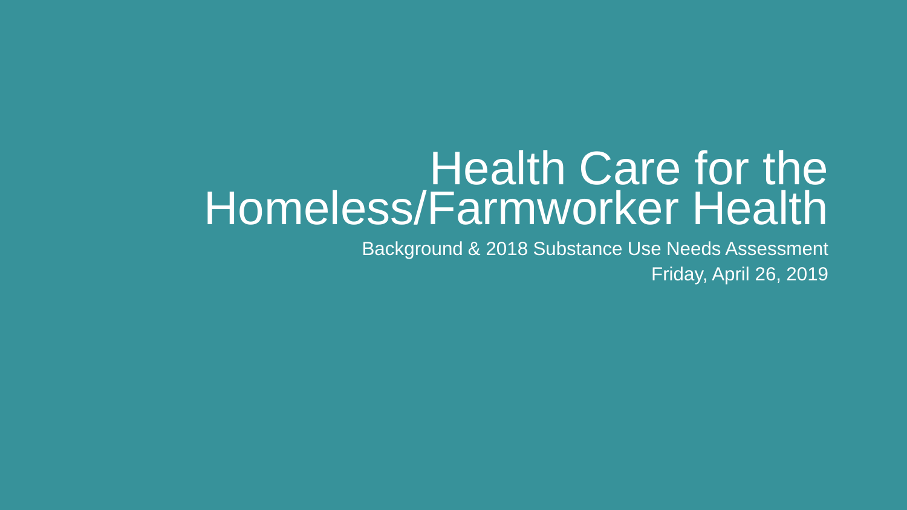# Health Care for the Homeless/Farmworker Health

Background & 2018 Substance Use Needs Assessment

Friday, April 26, 2019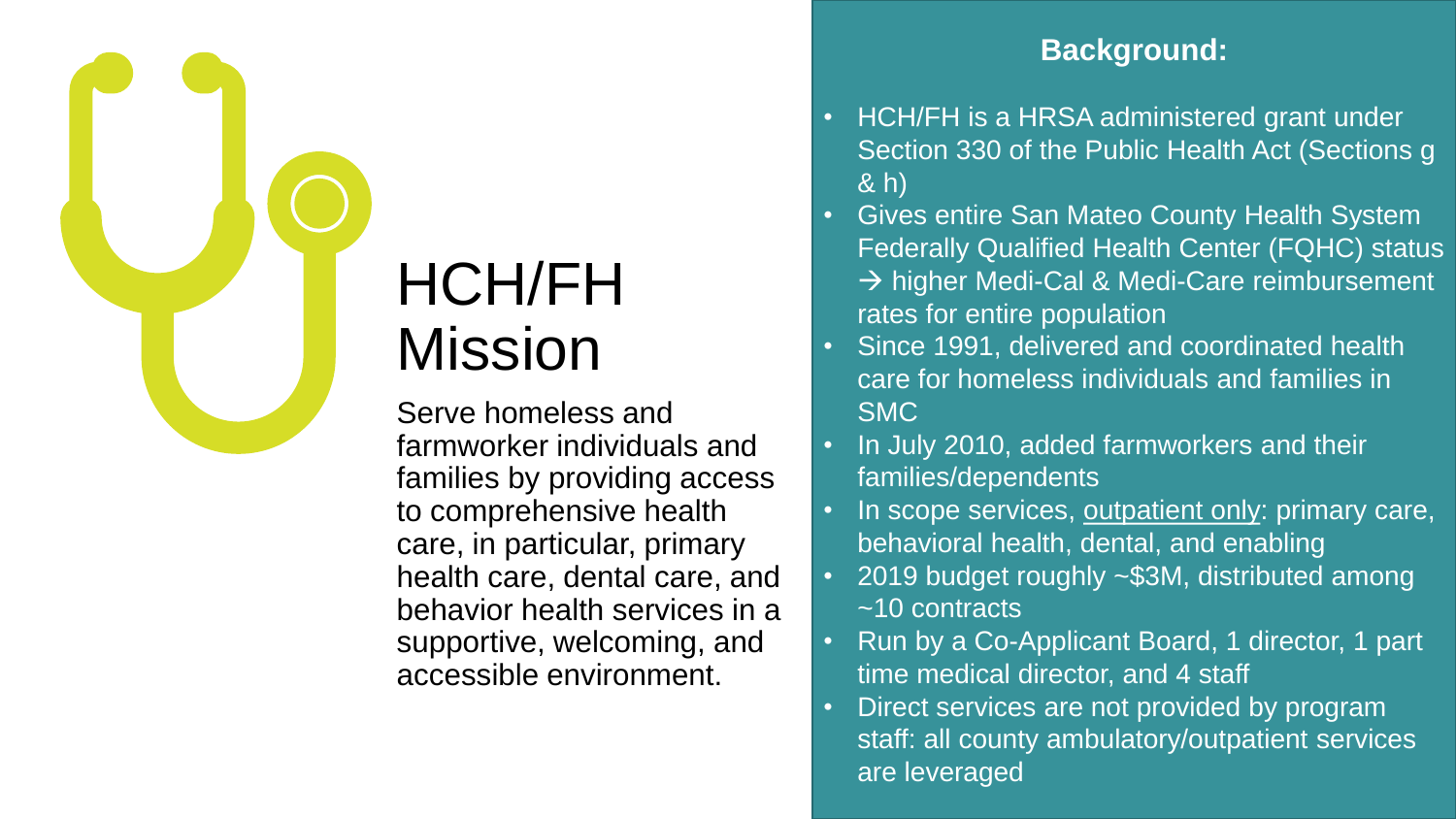# HCH/FH Mission

Serve homeless and farmworker individuals and families by providing access to comprehensive health care, in particular, primary health care, dental care, and behavior health services in a supportive, welcoming, and accessible environment.

## Background:

- HCH/FH is a HRSA administered grant under Section 330 of the Public Health Act (Sections g & h)
- Gives entire San Mateo County Health System Federally Qualified Health Center (FQHC) status → higher Medi-Cal & Medi-Care reimbursement rates for entire population
- Since 1991, delivered and coordinated health care for homeless individuals and families in SMC
- In July 2010, added farmworkers and their families/dependents
- In scope services, <u>outpatient only</u>: primary care, behavioral health, dental, and enabling
- 2019 budget roughly ~$3M, distributed among ~10 contracts
- Run by a Co-Applicant Board, 1 director, 1 part time medical director, and 4 staff
- Direct services are not provided by program staff: all county ambulatory/outpatient services are leveraged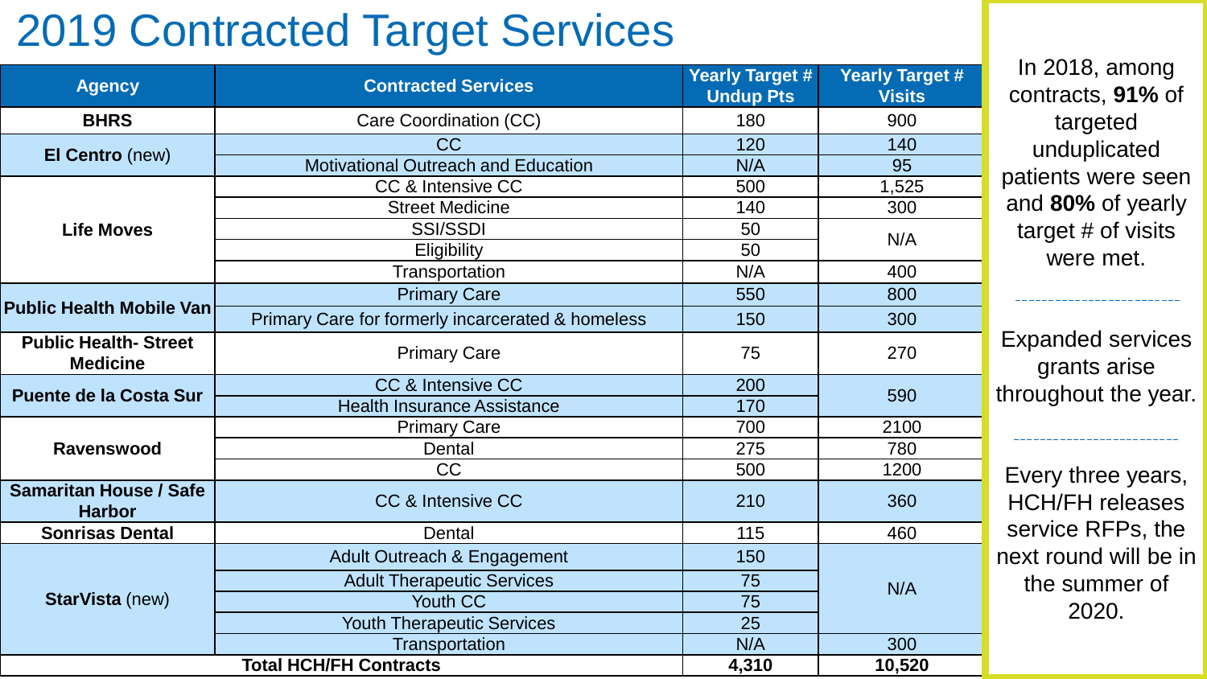# 2019 Contracted Target Services

| Agency | Contracted Services | Yearly Target # Undup Pts | Yearly Target # Visits |
|---|---|---|---|
| **BHRS** | Care Coordination (CC) | 180 | 900 |
| **El Centro** (new) | CC | 120 | 140 |
| | Motivational Outreach and Education | N/A | 95 |
| **Life Moves** | CC & Intensive CC | 500 | 1,525 |
| | Street Medicine | 140 | 300 |
| | SSI/SSDI | 50 | N/A |
| | Eligibility | 50 | |
| | Transportation | N/A | 400 |
| **Public Health Mobile Van** | Primary Care | 550 | 800 |
| | Primary Care for formerly incarcerated & homeless | 150 | 300 |
| **Public Health- Street Medicine** | Primary Care | 75 | 270 |
| **Puente de la Costa Sur** | CC & Intensive CC | 200 | 590 |
| | Health Insurance Assistance | 170 | |
| **Ravenswood** | Primary Care | 700 | 2100 |
| | Dental | 275 | 780 |
| | CC | 500 | 1200 |
| **Samaritan House / Safe Harbor** | CC & Intensive CC | 210 | 360 |
| **Sonrisas Dental** | Dental | 115 | 460 |
| **StarVista** (new) | Adult Outreach & Engagement | 150 | N/A |
| | Adult Therapeutic Services | 75 | |
| | Youth CC | 75 | |
| | Youth Therapeutic Services | 25 | |
| | Transportation | N/A | 300 |
| **Total HCH/FH Contracts** | | **4,310** | **10,520** |

In 2018, among contracts, **91%** of targeted unduplicated patients were seen and **80%** of yearly target # of visits were met.

Expanded services grants arise throughout the year.

Every three years, HCH/FH releases service RFPs, the next round will be in the summer of 2020.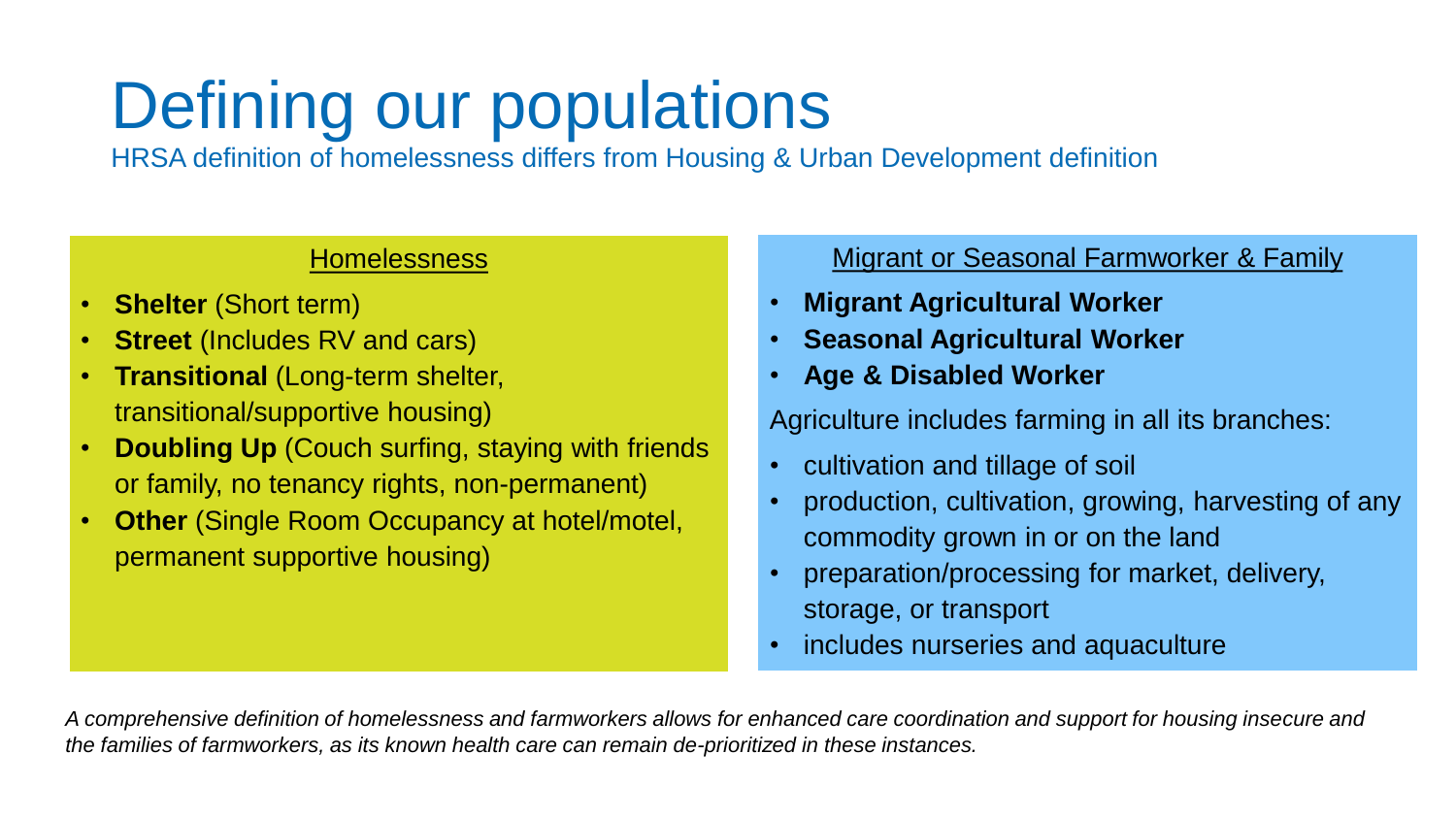# Defining our populations

HRSA definition of homelessness differs from Housing & Urban Development definition

<u>Homelessness</u>

- **Shelter** (Short term)
- **Street** (Includes RV and cars)
- **Transitional** (Long-term shelter, transitional/supportive housing)
- **Doubling Up** (Couch surfing, staying with friends or family, no tenancy rights, non-permanent)
- **Other** (Single Room Occupancy at hotel/motel, permanent supportive housing)

<u>Migrant or Seasonal Farmworker & Family</u>

- **Migrant Agricultural Worker**
- **Seasonal Agricultural Worker**
- **Age & Disabled Worker**

Agriculture includes farming in all its branches:

- cultivation and tillage of soil
- production, cultivation, growing, harvesting of any commodity grown in or on the land
- preparation/processing for market, delivery, storage, or transport
- includes nurseries and aquaculture

*A comprehensive definition of homelessness and farmworkers allows for enhanced care coordination and support for housing insecure and the families of farmworkers, as its known health care can remain de-prioritized in these instances.*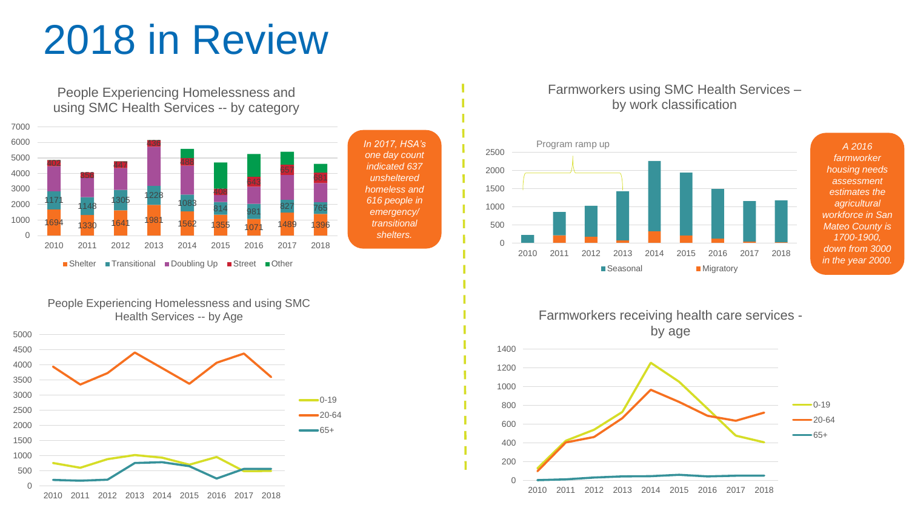# 2018 in Review

## People Experiencing Homelessness and using SMC Health Services -- by category

7000
6000
5000
4000
3000
2000
1000
0

2010 2011 2012 2013 2014 2015 2016 2017 2018

402 358 447 436 488 408 643 657 681
1171 1148 1305 1228 1083 814 981 827 765
1694 1330 1641 1981 1562 1355 1071 1489 1396

Shelter, Transitional, Doubling Up, Street, Other

*In 2017, HSA's one day count indicated 637 unsheltered homeless and 616 people in emergency/ transitional shelters.*

## People Experiencing Homelessness and using SMC Health Services -- by Age

5000
4500
4000
3500
3000
2500
2000
1500
1000
500
0

2010 2011 2012 2013 2014 2015 2016 2017 2018

0-19
20-64
65+

## Farmworkers using SMC Health Services – by work classification

Program ramp up

2500
2000
1500
1000
500
0

2010 2011 2012 2013 2014 2015 2016 2017 2018

Seasonal, Migratory

*A 2016 farmworker housing needs assessment estimates the agricultural workforce in San Mateo County is 1700-1900, down from 3000 in the year 2000.*

## Farmworkers receiving health care services - by age

1400
1200
1000
800
600
400
200
0

2010 2011 2012 2013 2014 2015 2016 2017 2018

0-19
20-64
65+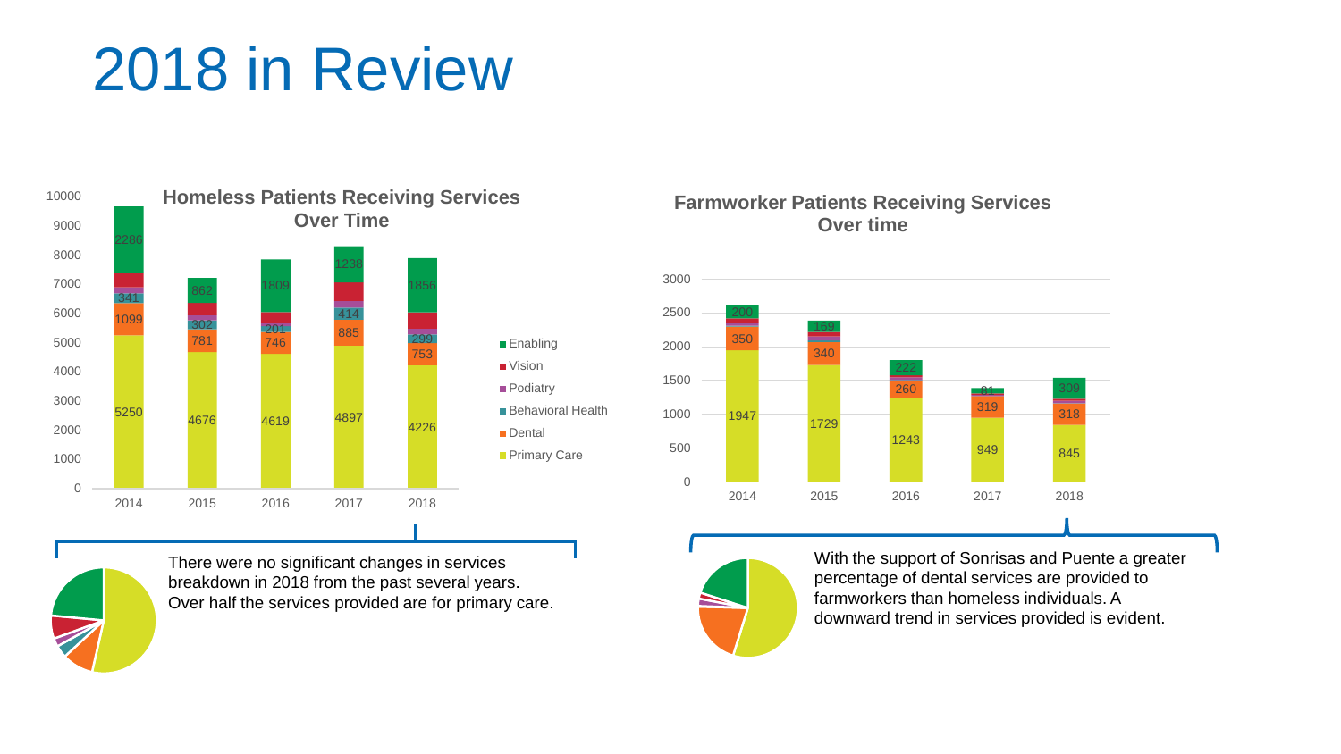# 2018 in Review

**Homeless Patients Receiving Services Over Time**

10000
9000
8000
7000
6000
5000
4000
3000
2000
1000
0

2014: 5250, 1099, 341, 2286
2015: 4676, 781, 302, 862
2016: 4619, 746, 201, 1809
2017: 4897, 885, 414, 1238
2018: 4226, 753, 299, 1856

Enabling
Vision
Podiatry
Behavioral Health
Dental
Primary Care

There were no significant changes in services breakdown in 2018 from the past several years. Over half the services provided are for primary care.

**Farmworker Patients Receiving Services Over time**

3000
2500
2000
1500
1000
500
0

2014: 1947, 350, 200
2015: 1729, 340, 169
2016: 1243, 260, 222
2017: 949, 319, 81
2018: 845, 318, 309

With the support of Sonrisas and Puente a greater percentage of dental services are provided to farmworkers than homeless individuals. A downward trend in services provided is evident.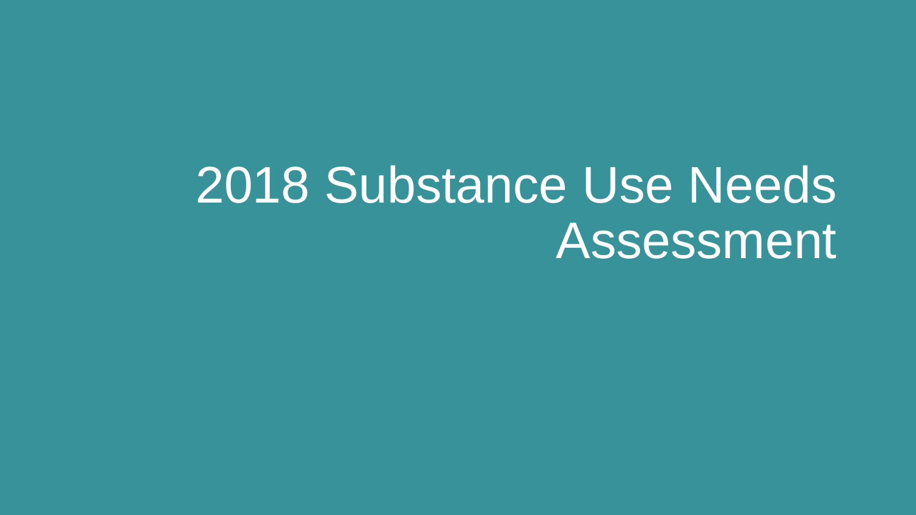# 2018 Substance Use Needs Assessment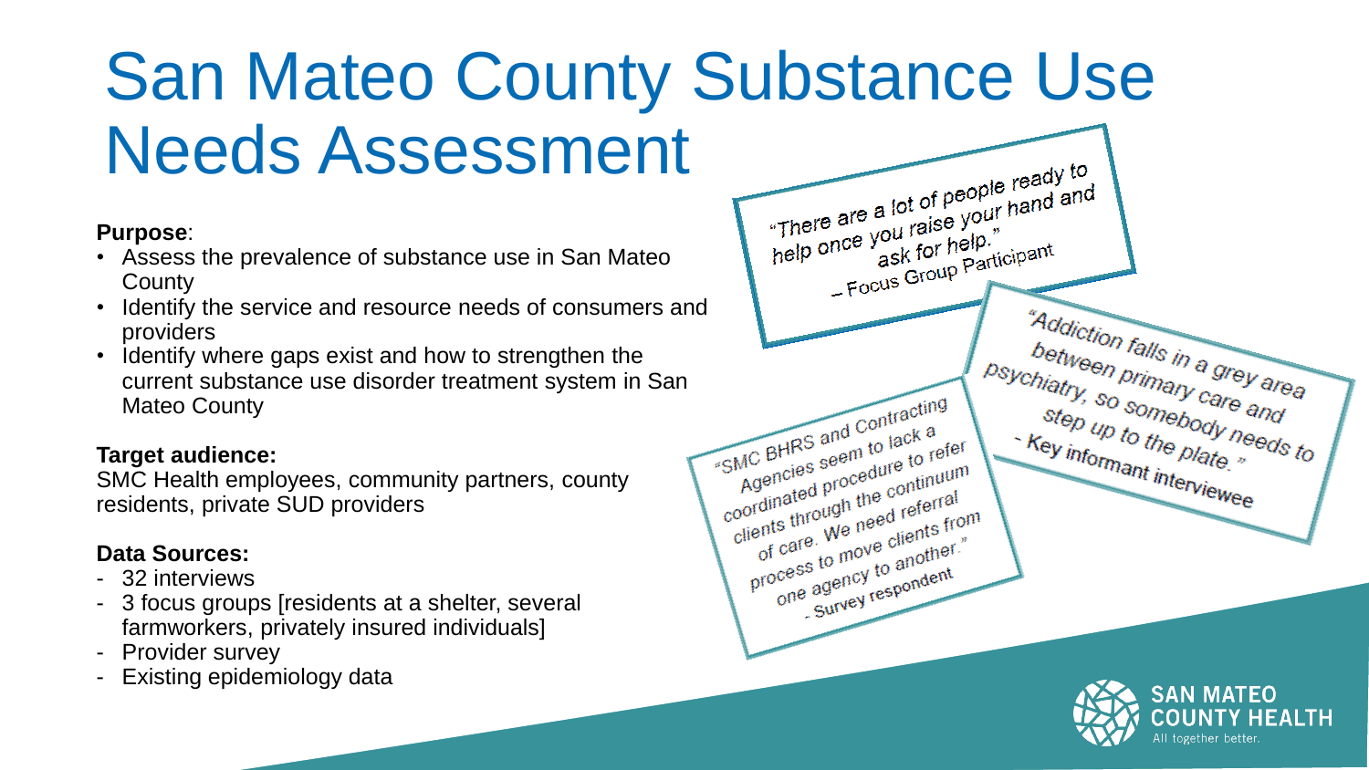# San Mateo County Substance Use Needs Assessment

**Purpose**:

- Assess the prevalence of substance use in San Mateo County
- Identify the service and resource needs of consumers and providers
- Identify where gaps exist and how to strengthen the current substance use disorder treatment system in San Mateo County

**Target audience:**

SMC Health employees, community partners, county residents, private SUD providers

**Data Sources:**

- 32 interviews
- 3 focus groups [residents at a shelter, several farmworkers, privately insured individuals]
- Provider survey
- Existing epidemiology data

"There are a lot of people ready to help once you raise your hand and ask for help."
– Focus Group Participant

"Addiction falls in a grey area between primary care and psychiatry, so somebody needs to step up to the plate."
- Key informant interviewee

"SMC BHRS and Contracting Agencies seem to lack a coordinated procedure to refer clients through the continuum of care. We need referral process to move clients from one agency to another."
- Survey respondent

SAN MATEO COUNTY HEALTH
All together better.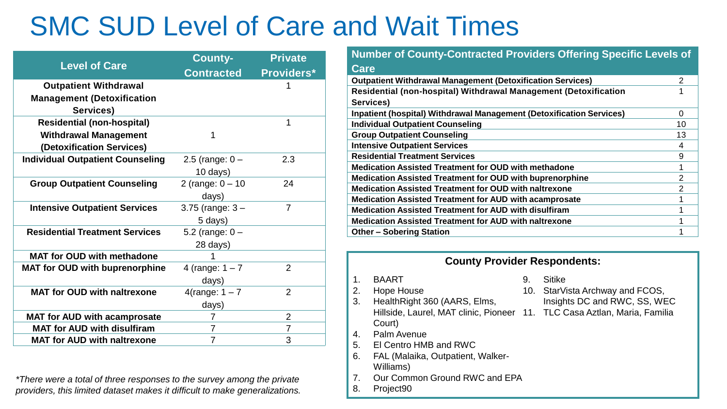# SMC SUD Level of Care and Wait Times

| Level of Care | County-Contracted | Private Providers* |
|---|---|---|
| **Outpatient Withdrawal Management (Detoxification Services)** | | 1 |
| **Residential (non-hospital) Withdrawal Management (Detoxification Services)** | 1 | 1 |
| **Individual Outpatient Counseling** | 2.5 (range: 0 – 10 days) | 2.3 |
| **Group Outpatient Counseling** | 2 (range: 0 – 10 days) | 24 |
| **Intensive Outpatient Services** | 3.75 (range: 3 – 5 days) | 7 |
| **Residential Treatment Services** | 5.2 (range: 0 – 28 days) | |
| **MAT for OUD with methadone** | 1 | |
| **MAT for OUD with buprenorphine** | 4 (range: 1 – 7 days) | 2 |
| **MAT for OUD with naltrexone** | 4(range: 1 – 7 days) | 2 |
| **MAT for AUD with acamprosate** | 7 | 2 |
| **MAT for AUD with disulfiram** | 7 | 7 |
| **MAT for AUD with naltrexone** | 7 | 3 |

*\*There were a total of three responses to the survey among the private providers, this limited dataset makes it difficult to make generalizations.*

| Number of County-Contracted Providers Offering Specific Levels of Care | |
|---|---|
| **Outpatient Withdrawal Management (Detoxification Services)** | 2 |
| **Residential (non-hospital) Withdrawal Management (Detoxification Services)** | 1 |
| **Inpatient (hospital) Withdrawal Management (Detoxification Services)** | 0 |
| **Individual Outpatient Counseling** | 10 |
| **Group Outpatient Counseling** | 13 |
| **Intensive Outpatient Services** | 4 |
| **Residential Treatment Services** | 9 |
| **Medication Assisted Treatment for OUD with methadone** | 1 |
| **Medication Assisted Treatment for OUD with buprenorphine** | 2 |
| **Medication Assisted Treatment for OUD with naltrexone** | 2 |
| **Medication Assisted Treatment for AUD with acamprosate** | 1 |
| **Medication Assisted Treatment for AUD with disulfiram** | 1 |
| **Medication Assisted Treatment for AUD with naltrexone** | 1 |
| **Other – Sobering Station** | 1 |

**County Provider Respondents:**

1. BAART
2. Hope House
3. HealthRight 360 (AARS, Elms, Hillside, Laurel, MAT clinic, Pioneer Court)
4. Palm Avenue
5. El Centro HMB and RWC
6. FAL (Malaika, Outpatient, Walker-Williams)
7. Our Common Ground RWC and EPA
8. Project90
9. Sitike
10. StarVista Archway and FCOS, Insights DC and RWC, SS, WEC
11. TLC Casa Aztlan, Maria, Familia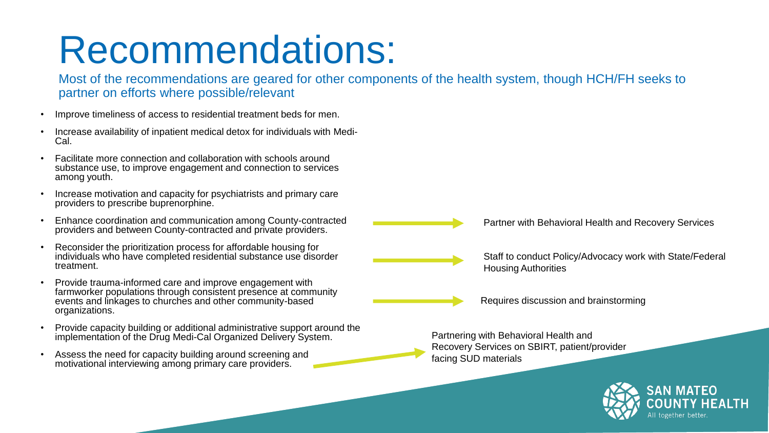# Recommendations:

Most of the recommendations are geared for other components of the health system, though HCH/FH seeks to partner on efforts where possible/relevant

- Improve timeliness of access to residential treatment beds for men.
- Increase availability of inpatient medical detox for individuals with Medi-Cal.
- Facilitate more connection and collaboration with schools around substance use, to improve engagement and connection to services among youth.
- Increase motivation and capacity for psychiatrists and primary care providers to prescribe buprenorphine.
- Enhance coordination and communication among County-contracted providers and between County-contracted and private providers. → Partner with Behavioral Health and Recovery Services
- Reconsider the prioritization process for affordable housing for individuals who have completed residential substance use disorder treatment. → Staff to conduct Policy/Advocacy work with State/Federal Housing Authorities
- Provide trauma-informed care and improve engagement with farmworker populations through consistent presence at community events and linkages to churches and other community-based organizations. → Requires discussion and brainstorming
- Provide capacity building or additional administrative support around the implementation of the Drug Medi-Cal Organized Delivery System.
- Assess the need for capacity building around screening and motivational interviewing among primary care providers. → Partnering with Behavioral Health and Recovery Services on SBIRT, patient/provider facing SUD materials

SAN MATEO COUNTY HEALTH
All together better.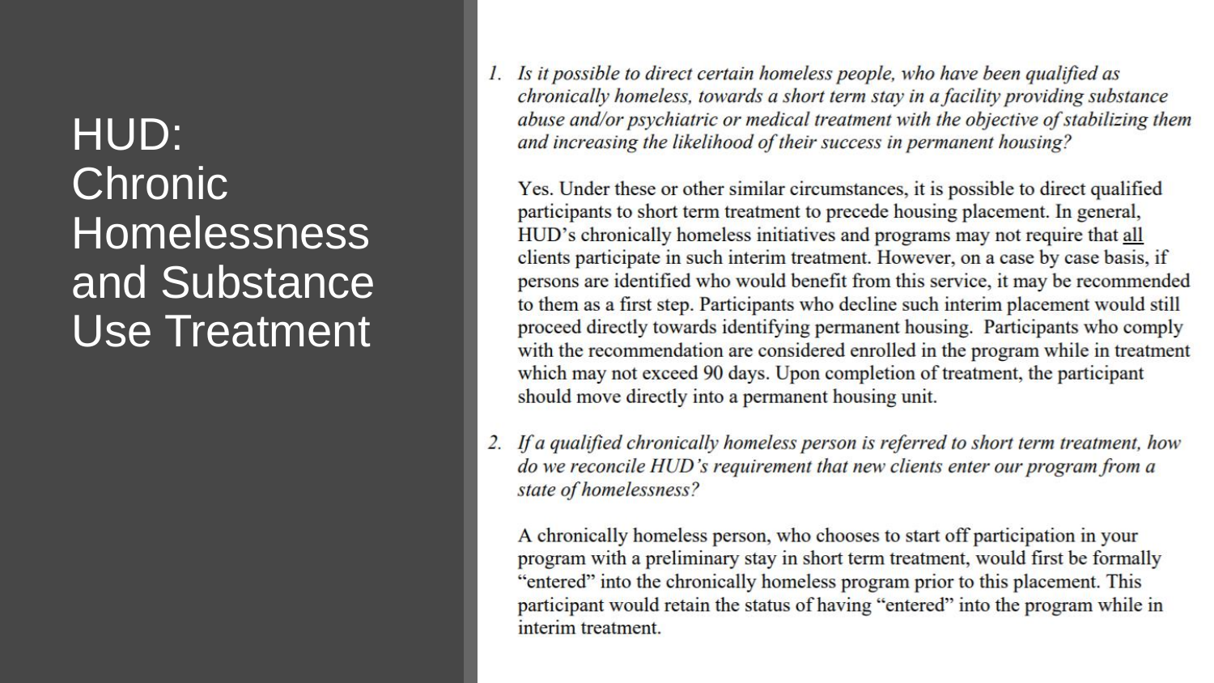# HUD: Chronic Homelessness and Substance Use Treatment

1. *Is it possible to direct certain homeless people, who have been qualified as chronically homeless, towards a short term stay in a facility providing substance abuse and/or psychiatric or medical treatment with the objective of stabilizing them and increasing the likelihood of their success in permanent housing?*

   Yes. Under these or other similar circumstances, it is possible to direct qualified participants to short term treatment to precede housing placement. In general, HUD's chronically homeless initiatives and programs may not require that <u>all</u> clients participate in such interim treatment. However, on a case by case basis, if persons are identified who would benefit from this service, it may be recommended to them as a first step. Participants who decline such interim placement would still proceed directly towards identifying permanent housing. Participants who comply with the recommendation are considered enrolled in the program while in treatment which may not exceed 90 days. Upon completion of treatment, the participant should move directly into a permanent housing unit.

2. *If a qualified chronically homeless person is referred to short term treatment, how do we reconcile HUD's requirement that new clients enter our program from a state of homelessness?*

   A chronically homeless person, who chooses to start off participation in your program with a preliminary stay in short term treatment, would first be formally "entered" into the chronically homeless program prior to this placement. This participant would retain the status of having "entered" into the program while in interim treatment.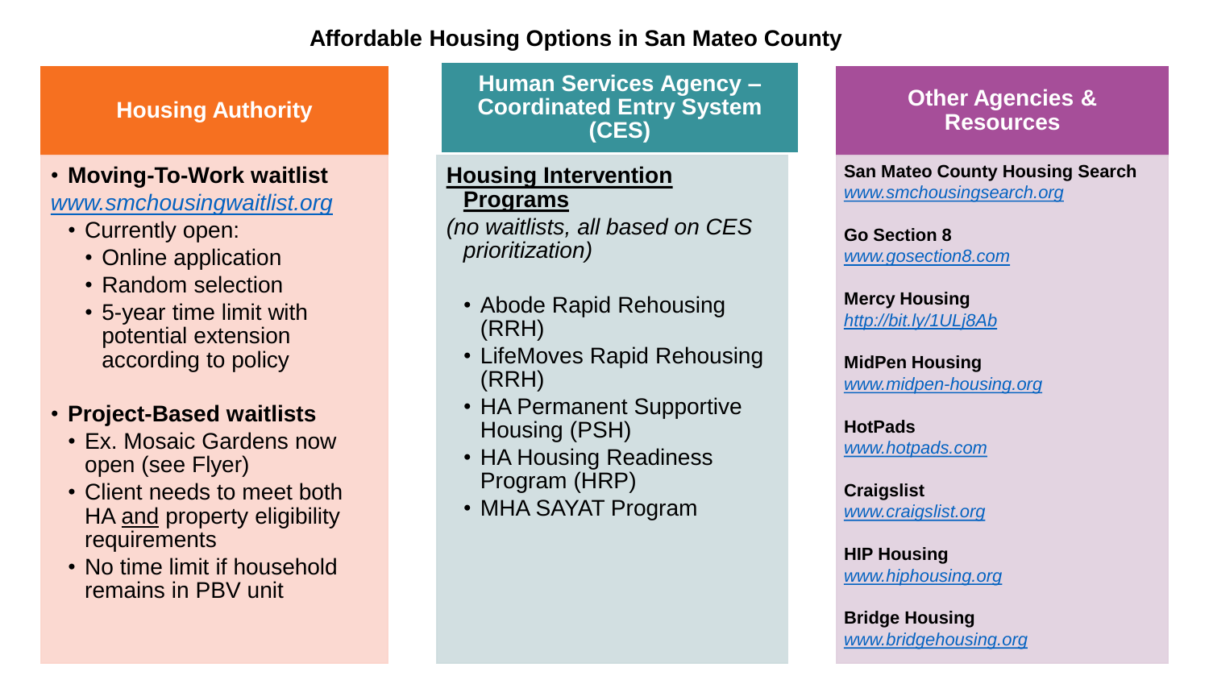# Affordable Housing Options in San Mateo County

## Housing Authority

- **Moving-To-Work waitlist**
  www.smchousingwaitlist.org
  - Currently open:
    - Online application
    - Random selection
    - 5-year time limit with potential extension according to policy
- **Project-Based waitlists**
  - Ex. Mosaic Gardens now open (see Flyer)
  - Client needs to meet both HA and property eligibility requirements
  - No time limit if household remains in PBV unit

## Human Services Agency – Coordinated Entry System (CES)

**Housing Intervention Programs**

*(no waitlists, all based on CES prioritization)*

- Abode Rapid Rehousing (RRH)
- LifeMoves Rapid Rehousing (RRH)
- HA Permanent Supportive Housing (PSH)
- HA Housing Readiness Program (HRP)
- MHA SAYAT Program

## Other Agencies & Resources

**San Mateo County Housing Search**
www.smchousingsearch.org

**Go Section 8**
www.gosection8.com

**Mercy Housing**
http://bit.ly/1ULj8Ab

**MidPen Housing**
www.midpen-housing.org

**HotPads**
www.hotpads.com

**Craigslist**
www.craigslist.org

**HIP Housing**
www.hiphousing.org

**Bridge Housing**
www.bridgehousing.org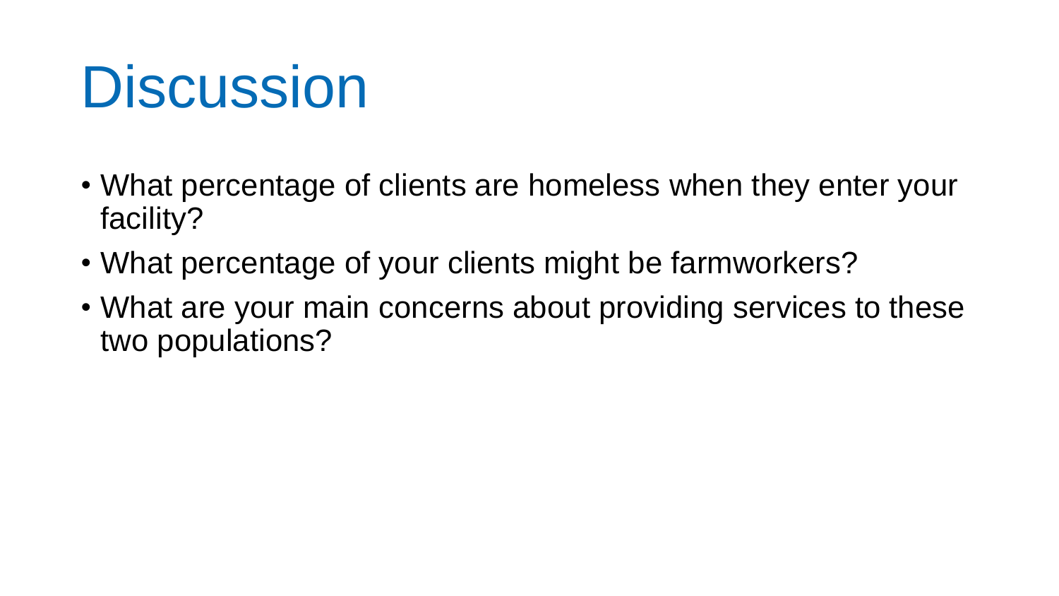# Discussion

- What percentage of clients are homeless when they enter your facility?
- What percentage of your clients might be farmworkers?
- What are your main concerns about providing services to these two populations?